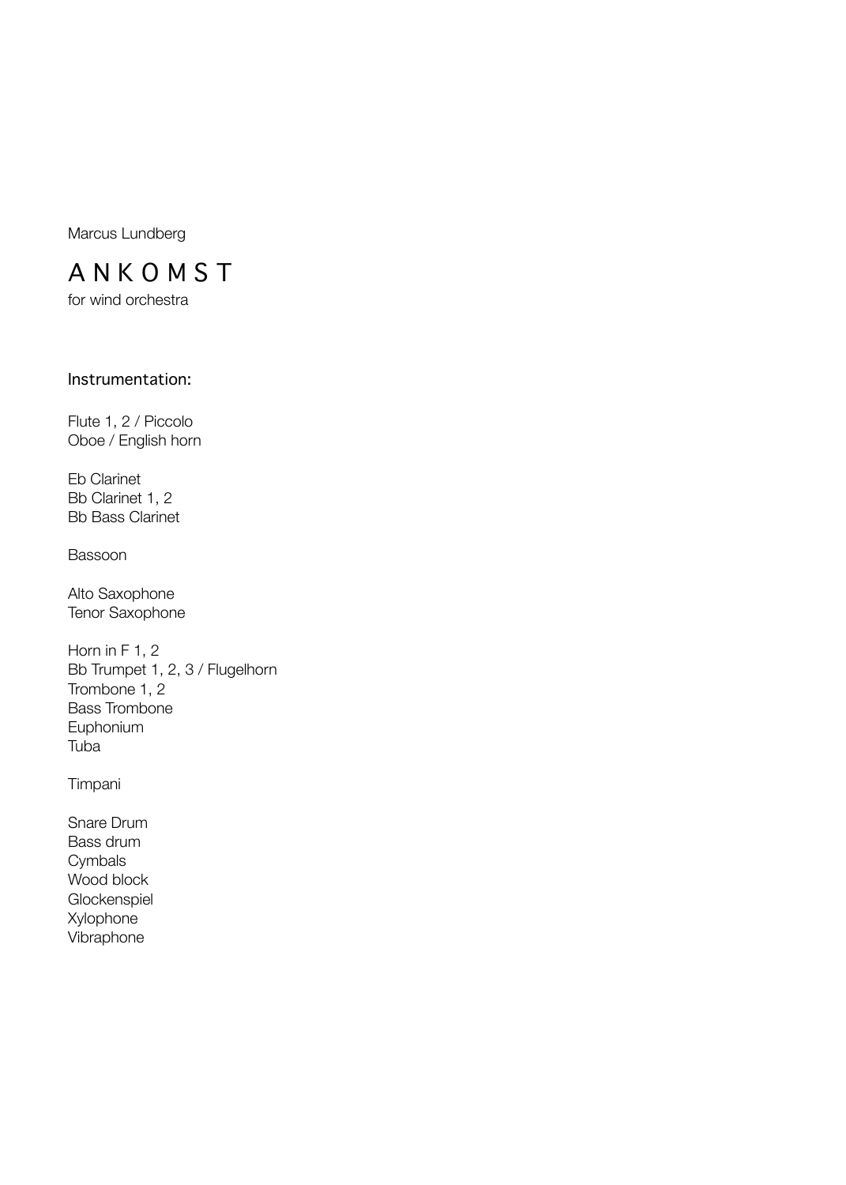Marcus Lundberg

# A N K O M S T

for wind orchestra

## Instrumentation:

Flute 1, 2 / Piccolo
Oboe / English horn

Eb Clarinet
Bb Clarinet 1, 2
Bb Bass Clarinet

Bassoon

Alto Saxophone
Tenor Saxophone

Horn in F 1, 2
Bb Trumpet 1, 2, 3 / Flugelhorn
Trombone 1, 2
Bass Trombone
Euphonium
Tuba

Timpani

Snare Drum
Bass drum
Cymbals
Wood block
Glockenspiel
Xylophone
Vibraphone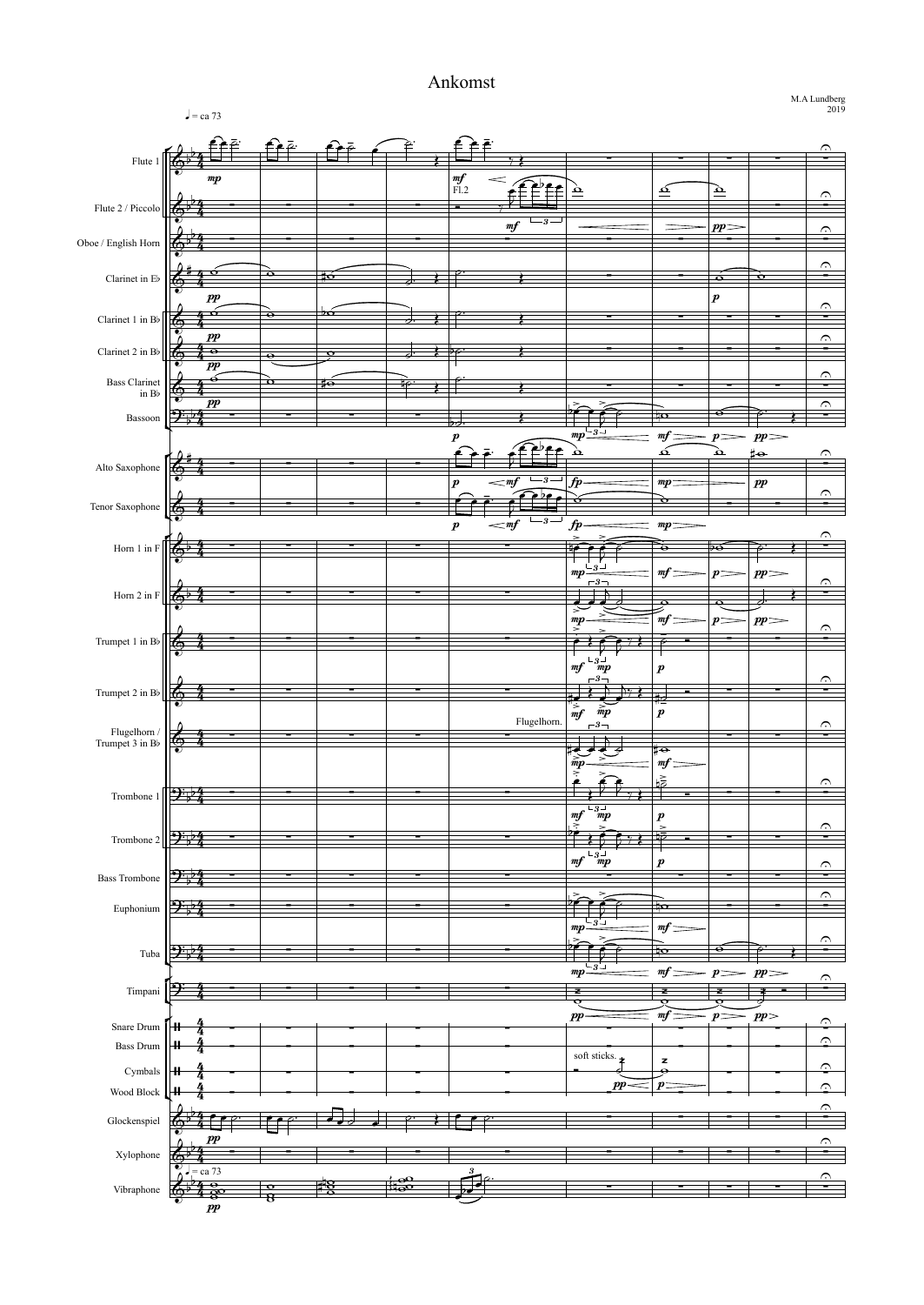# Ankomst

M.A Lundberg
2019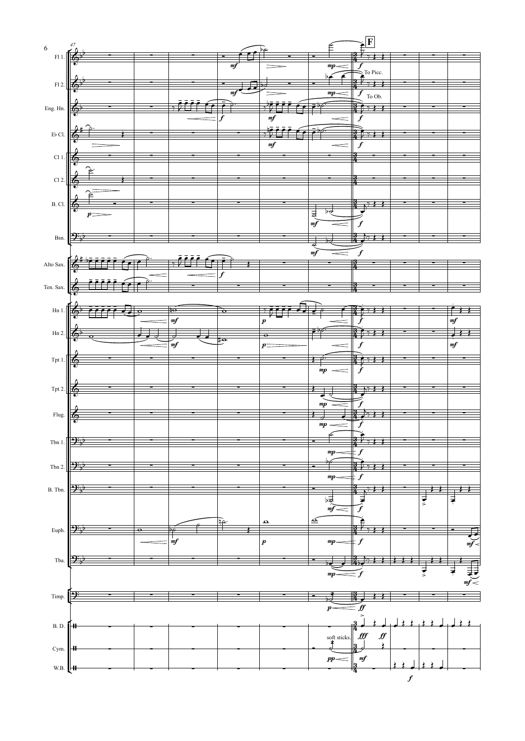47

**F**

Fl 1.

Fl 2. — To Picc.

Eng. Hn. — To Ob.

E♭ Cl.

Cl 1.

Cl 2.

B. Cl.

Bsn.

Alto Sax.

Ten. Sax.

Hn 1.

Hn 2.

Tpt 1.

Tpt 2.

Flug.

Tbn 1.

Tbn 2.

B. Tbn.

Euph.

Tba.

Timp.

B. D.

Cym. — soft sticks.

W.B.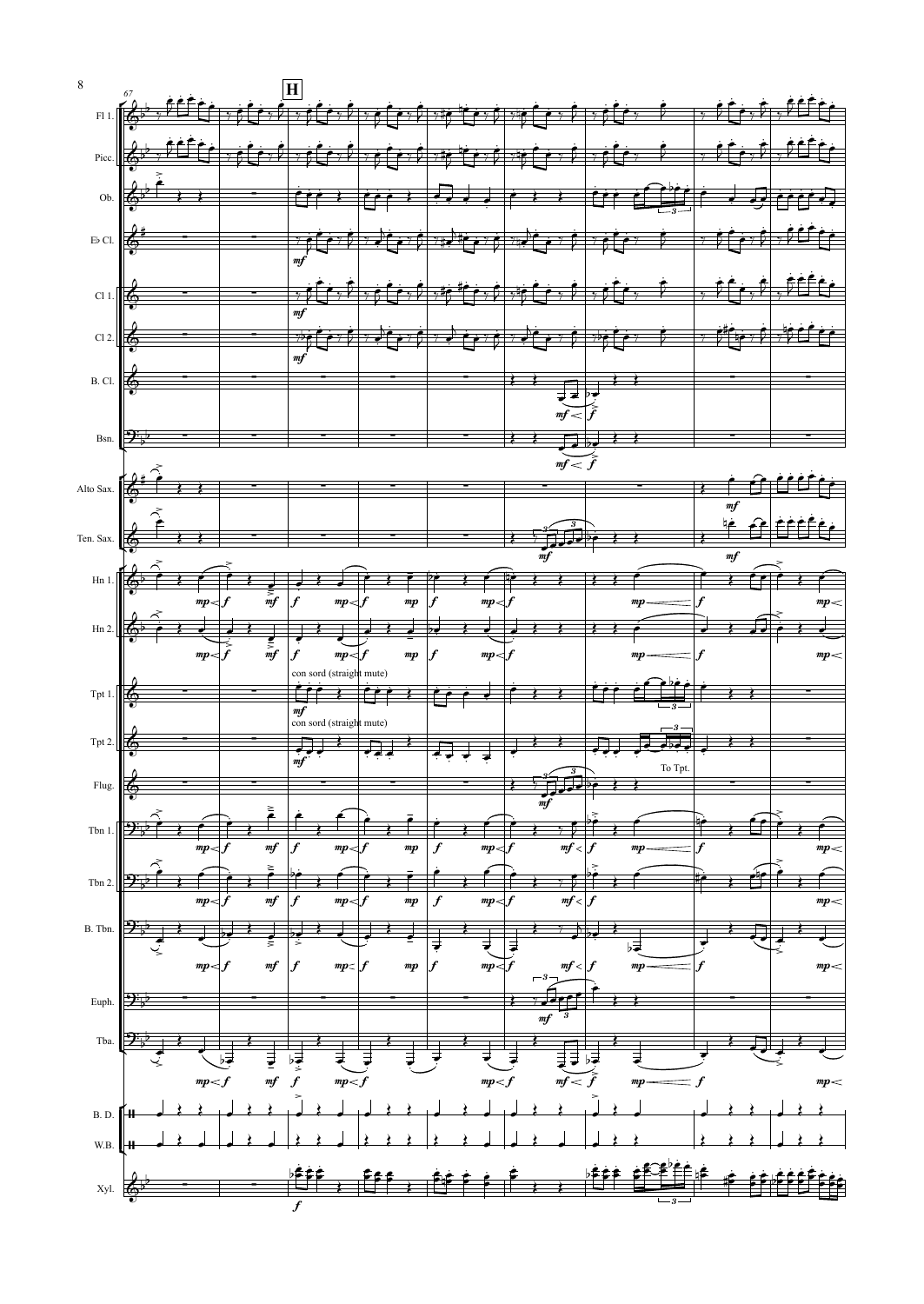**H**

con sord (straight mute)

con sord (straight mute)

To Tpt.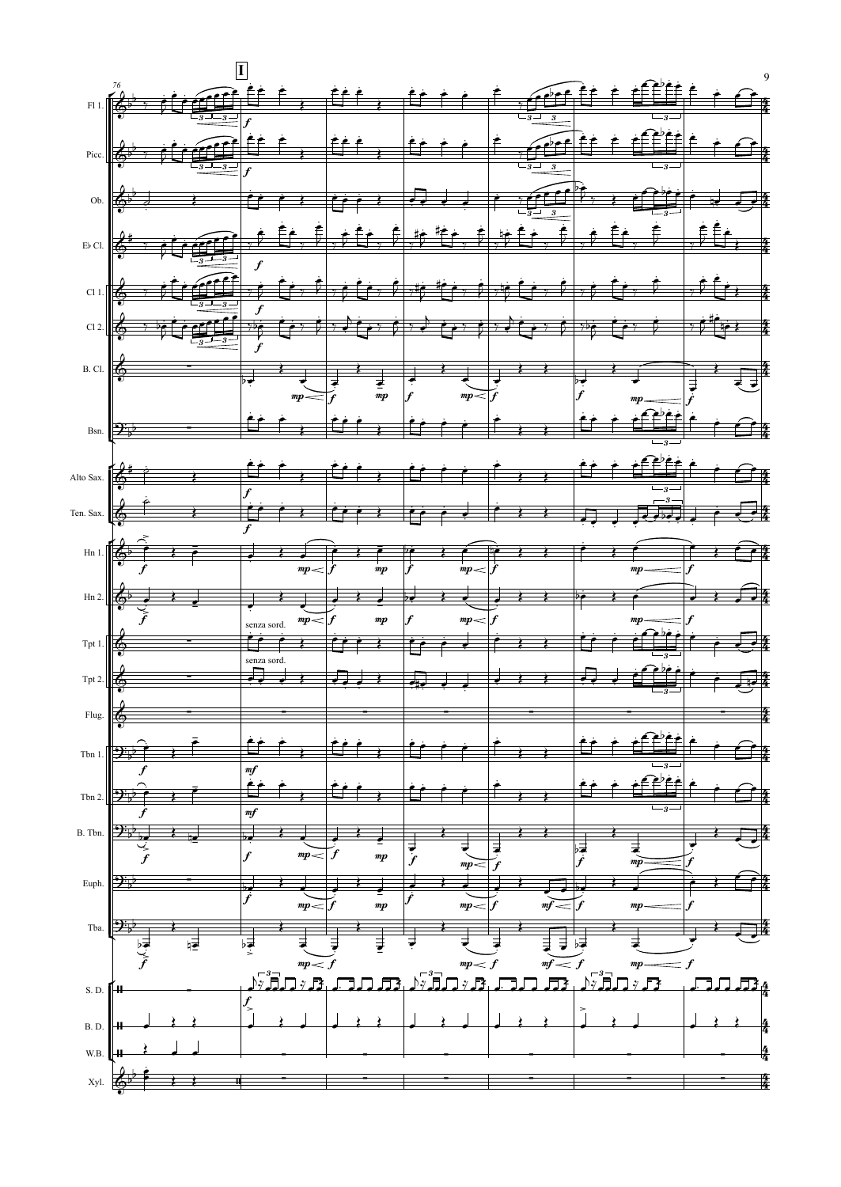**I**

76

Fl 1.
Picc.
Ob.
E♭ Cl.
Cl 1.
Cl 2.
B. Cl.
Bsn.
Alto Sax.
Ten. Sax.
Hn 1.
Hn 2.
Tpt 1.
Tpt 2.
Flug.
Tbn 1.
Tbn 2.
B. Tbn.
Euph.
Tba.
S. D.
B. D.
W.B.
Xyl.

senza sord.

senza sord.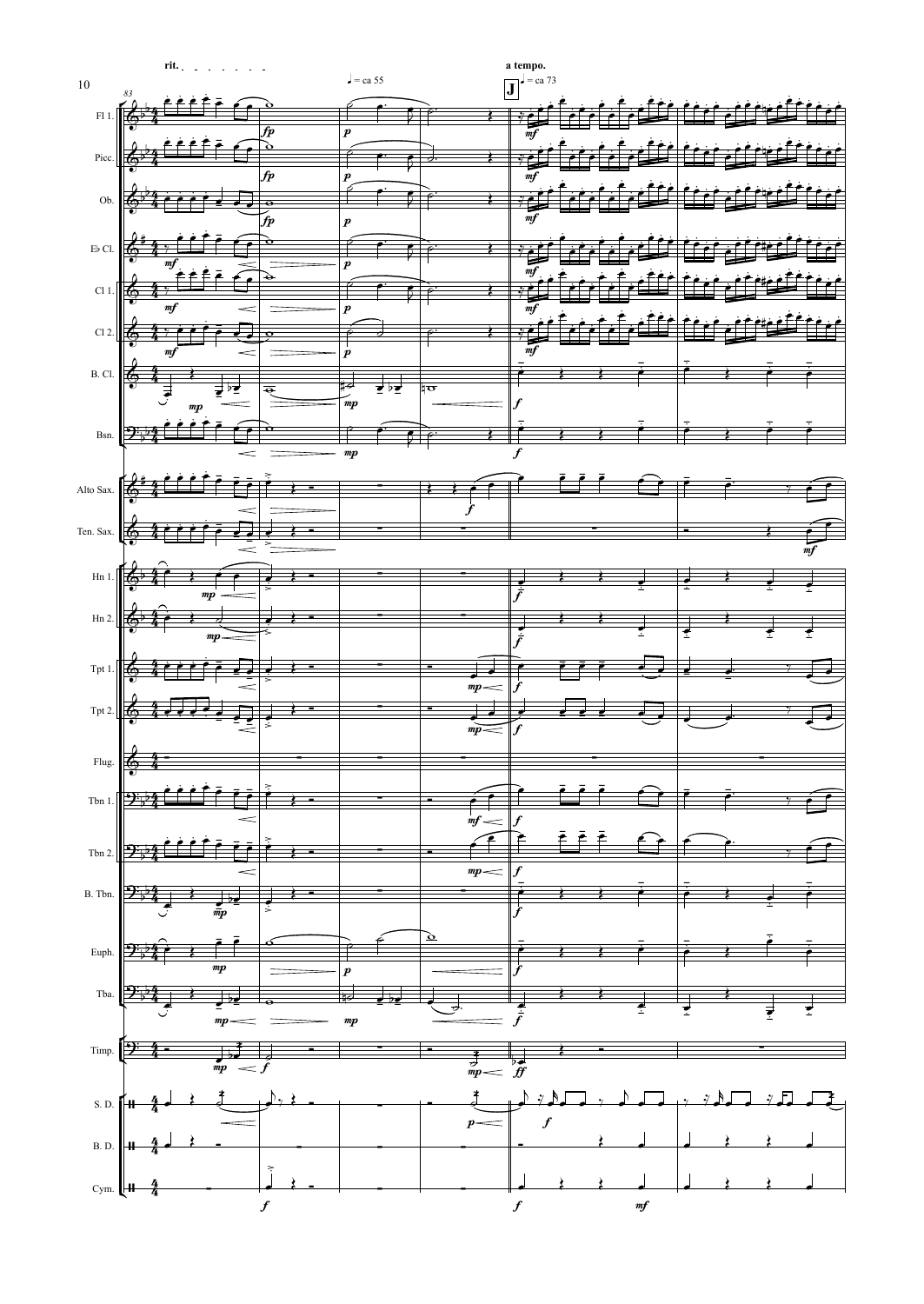rit.

♩ = ca 55

a tempo.

**J** ♩ = ca 73

83

Fl 1.

Picc.

Ob.

E♭ Cl.

Cl 1.

Cl 2.

B. Cl.

Bsn.

Alto Sax.

Ten. Sax.

Hn 1.

Hn 2.

Tpt 1.

Tpt 2.

Flug.

Tbn 1.

Tbn 2.

B. Tbn.

Euph.

Tba.

Timp.

S. D.

B. D.

Cym.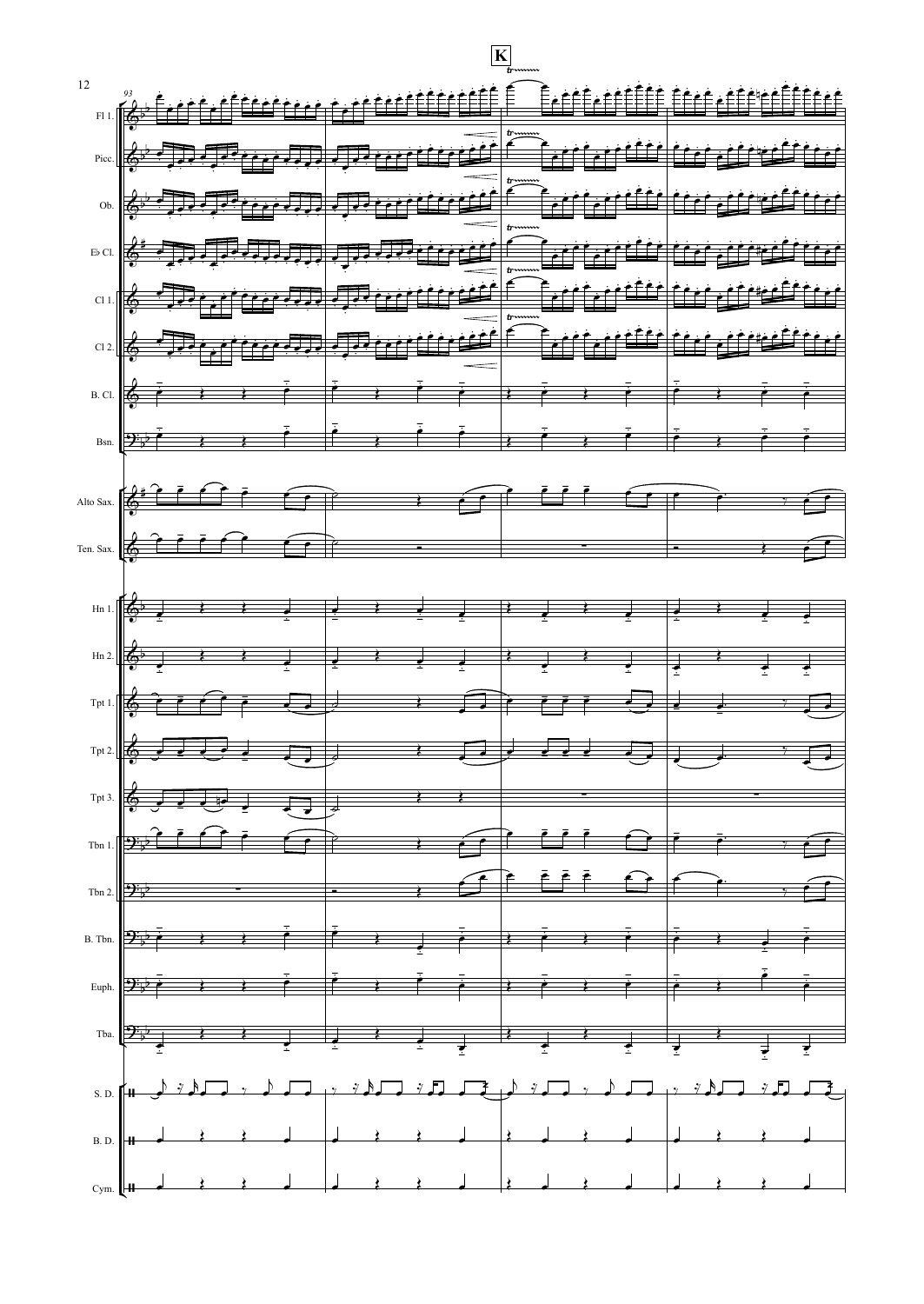**K**

93

Fl 1.

Picc.

Ob.

E♭ Cl.

Cl 1.

Cl 2.

B. Cl.

Bsn.

Alto Sax.

Ten. Sax.

Hn 1.

Hn 2.

Tpt 1.

Tpt 2.

Tpt 3.

Tbn 1.

Tbn 2.

B. Tbn.

Euph.

Tba.

S. D.

B. D.

Cym.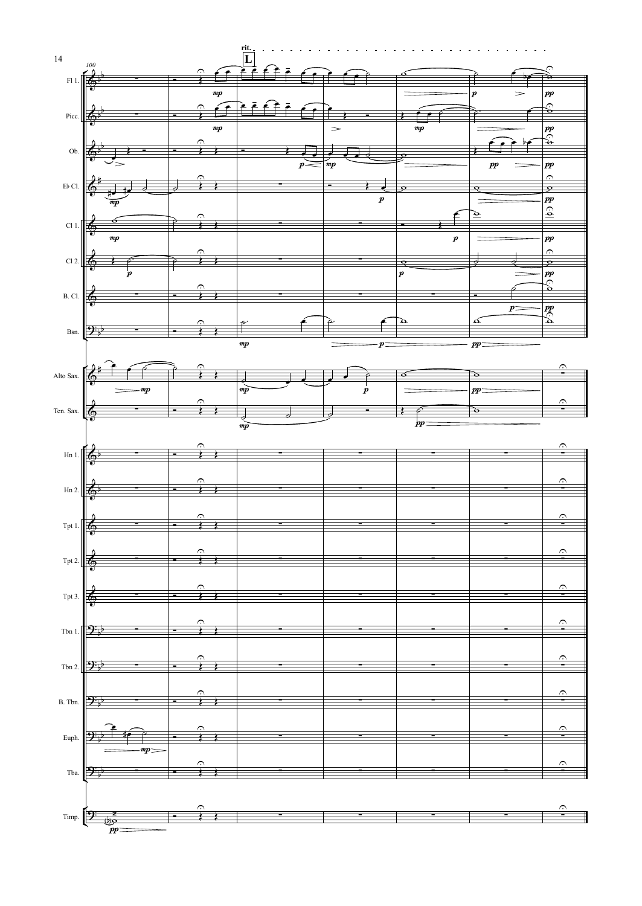rit.

L

Fl 1.

Picc.

Ob.

E♭ Cl.

Cl 1.

Cl 2.

B. Cl.

Bsn.

Alto Sax.

Ten. Sax.

Hn 1.

Hn 2.

Tpt 1.

Tpt 2.

Tpt 3.

Tbn 1.

Tbn 2.

B. Tbn.

Euph.

Tba.

Timp.